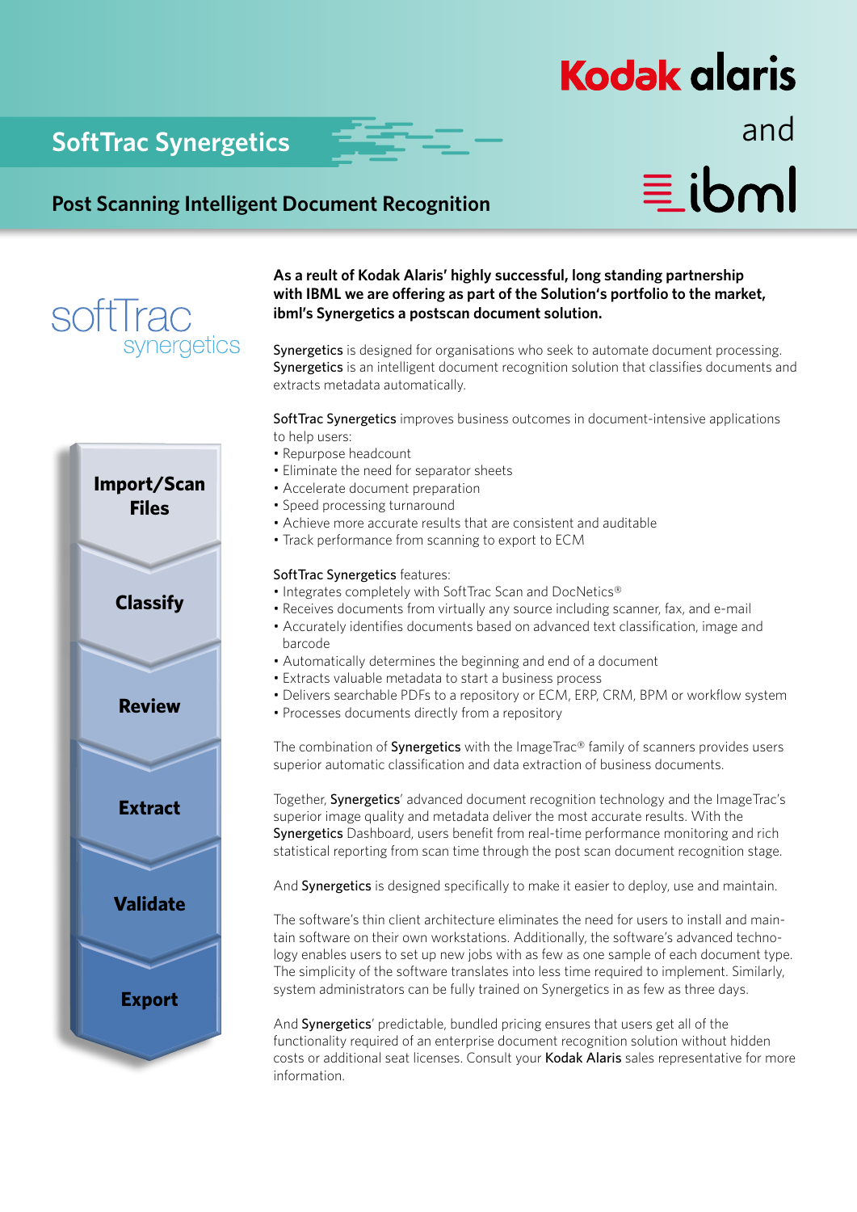# SoftTrac Synergetics

Kodak alaris and ibml

## Post Scanning Intelligent Document Recognition

softTrac synergetics

Import/Scan Files

Classify

Review

Extract

Validate

Export

**As a reult of Kodak Alaris' highly successful, long standing partnership with IBML we are offering as part of the Solution's portfolio to the market, ibml's Synergetics a postscan document solution.**

Synergetics is designed for organisations who seek to automate document processing. Synergetics is an intelligent document recognition solution that classifies documents and extracts metadata automatically.

SoftTrac Synergetics improves business outcomes in document-intensive applications to help users:

- Repurpose headcount
- Eliminate the need for separator sheets
- Accelerate document preparation
- Speed processing turnaround
- Achieve more accurate results that are consistent and auditable
- Track performance from scanning to export to ECM

SoftTrac Synergetics features:

- Integrates completely with SoftTrac Scan and DocNetics®
- Receives documents from virtually any source including scanner, fax, and e-mail
- Accurately identifies documents based on advanced text classification, image and barcode
- Automatically determines the beginning and end of a document
- Extracts valuable metadata to start a business process
- Delivers searchable PDFs to a repository or ECM, ERP, CRM, BPM or workflow system
- Processes documents directly from a repository

The combination of Synergetics with the ImageTrac® family of scanners provides users superior automatic classification and data extraction of business documents.

Together, Synergetics' advanced document recognition technology and the ImageTrac's superior image quality and metadata deliver the most accurate results. With the Synergetics Dashboard, users benefit from real-time performance monitoring and rich statistical reporting from scan time through the post scan document recognition stage.

And Synergetics is designed specifically to make it easier to deploy, use and maintain.

The software's thin client architecture eliminates the need for users to install and maintain software on their own workstations. Additionally, the software's advanced technology enables users to set up new jobs with as few as one sample of each document type. The simplicity of the software translates into less time required to implement. Similarly, system administrators can be fully trained on Synergetics in as few as three days.

And Synergetics' predictable, bundled pricing ensures that users get all of the functionality required of an enterprise document recognition solution without hidden costs or additional seat licenses. Consult your Kodak Alaris sales representative for more information.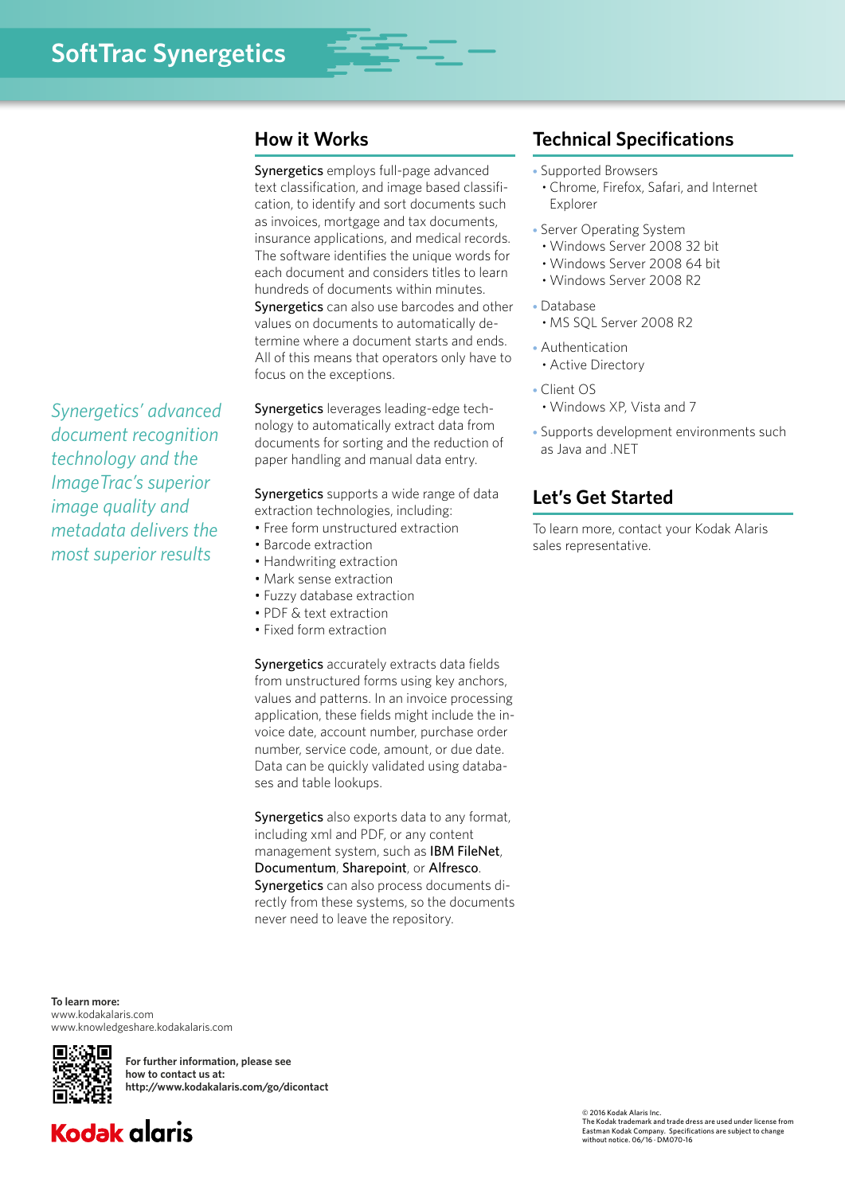# SoftTrac Synergetics

*Synergetics' advanced document recognition technology and the ImageTrac's superior image quality and metadata delivers the most superior results*

## How it Works

Synergetics employs full-page advanced text classification, and image based classification, to identify and sort documents such as invoices, mortgage and tax documents, insurance applications, and medical records. The software identifies the unique words for each document and considers titles to learn hundreds of documents within minutes. Synergetics can also use barcodes and other values on documents to automatically determine where a document starts and ends. All of this means that operators only have to focus on the exceptions.

Synergetics leverages leading-edge technology to automatically extract data from documents for sorting and the reduction of paper handling and manual data entry.

Synergetics supports a wide range of data extraction technologies, including:

- Free form unstructured extraction
- Barcode extraction
- Handwriting extraction
- Mark sense extraction
- Fuzzy database extraction
- PDF & text extraction
- Fixed form extraction

Synergetics accurately extracts data fields from unstructured forms using key anchors, values and patterns. In an invoice processing application, these fields might include the invoice date, account number, purchase order number, service code, amount, or due date. Data can be quickly validated using databases and table lookups.

Synergetics also exports data to any format, including xml and PDF, or any content management system, such as IBM FileNet, Documentum, Sharepoint, or Alfresco. Synergetics can also process documents directly from these systems, so the documents never need to leave the repository.

## Technical Specifications

- Supported Browsers
  - Chrome, Firefox, Safari, and Internet Explorer
- Server Operating System
  - Windows Server 2008 32 bit
  - Windows Server 2008 64 bit
  - Windows Server 2008 R2
- Database
  - MS SQL Server 2008 R2
- Authentication
  - Active Directory
- Client OS
  - Windows XP, Vista and 7
- Supports development environments such as Java and .NET

## Let's Get Started

To learn more, contact your Kodak Alaris sales representative.

**To learn more:**
www.kodakalaris.com
www.knowledgeshare.kodakalaris.com

**For further information, please see how to contact us at: http://www.kodakalaris.com/go/dicontact**

Kodak alaris

© 2016 Kodak Alaris Inc.
The Kodak trademark and trade dress are used under license from Eastman Kodak Company. Specifications are subject to change without notice. 06/16 · DM070-16